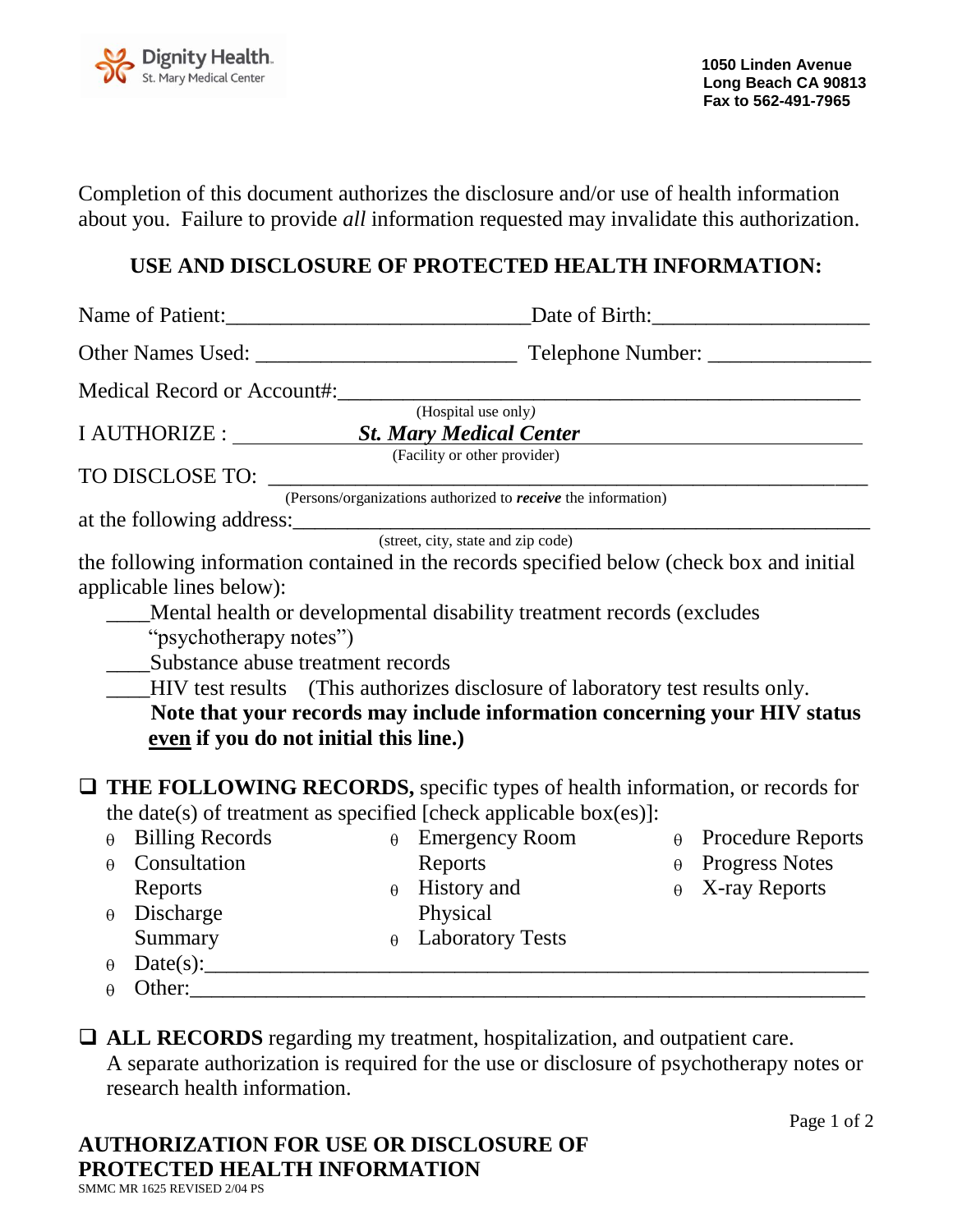Dignity Health
St. Mary Medical Center

**1050 Linden Avenue**
**Long Beach CA 90813**
**Fax to 562-491-7965**

Completion of this document authorizes the disclosure and/or use of health information about you. Failure to provide *all* information requested may invalidate this authorization.

## USE AND DISCLOSURE OF PROTECTED HEALTH INFORMATION:

Name of Patient:____________________________Date of Birth:____________________

Other Names Used: ________________________ Telephone Number: _______________

Medical Record or Account#:_______________________________________________
(Hospital use only)

I AUTHORIZE : ___________ ***St. Mary Medical Center*** ___________
(Facility or other provider)

TO DISCLOSE TO: ___________________________________________________
(Persons/organizations authorized to ***receive*** the information)

at the following address:___________________________________________________
(street, city, state and zip code)

the following information contained in the records specified below (check box and initial applicable lines below):

____Mental health or developmental disability treatment records (excludes "psychotherapy notes")
____Substance abuse treatment records
____HIV test results (This authorizes disclosure of laboratory test results only. **Note that your records may include information concerning your HIV status <u>even</u> if you do not initial this line.)**

❑ **THE FOLLOWING RECORDS,** specific types of health information, or records for the date(s) of treatment as specified [check applicable box(es)]:

- Billing Records
- Consultation Reports
- Discharge Summary
- Emergency Room Reports
- History and Physical
- Laboratory Tests
- Procedure Reports
- Progress Notes
- X-ray Reports
- Date(s):_____________________________________________________________
- Other:______________________________________________________________

❑ **ALL RECORDS** regarding my treatment, hospitalization, and outpatient care. A separate authorization is required for the use or disclosure of psychotherapy notes or research health information.

**AUTHORIZATION FOR USE OR DISCLOSURE OF PROTECTED HEALTH INFORMATION**
SMMC MR 1625 REVISED 2/04 PS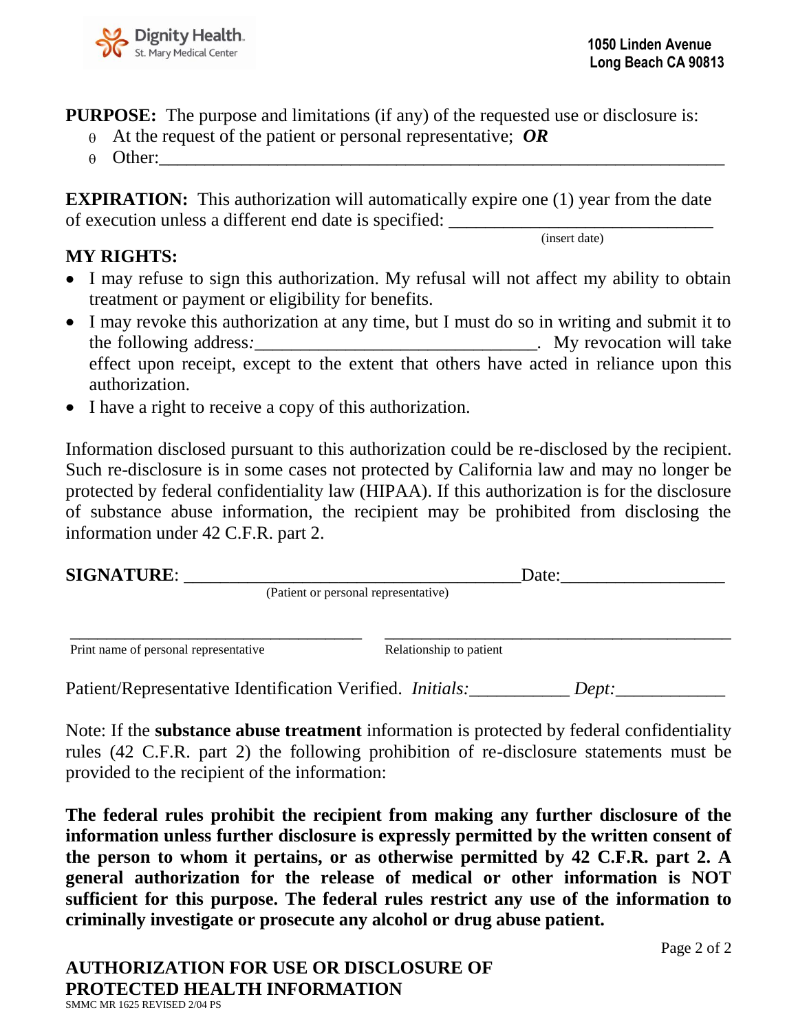Dignity Health.
St. Mary Medical Center

**1050 Linden Avenue**
**Long Beach CA 90813**

**PURPOSE:** The purpose and limitations (if any) of the requested use or disclosure is:

- θ At the request of the patient or personal representative; ***OR***
- θ Other:_______________________________________________________________

**EXPIRATION:** This authorization will automatically expire one (1) year from the date of execution unless a different end date is specified: _____________________________
(insert date)

**MY RIGHTS:**

- I may refuse to sign this authorization. My refusal will not affect my ability to obtain treatment or payment or eligibility for benefits.
- I may revoke this authorization at any time, but I must do so in writing and submit it to the following address:_______________________________. My revocation will take effect upon receipt, except to the extent that others have acted in reliance upon this authorization.
- I have a right to receive a copy of this authorization.

Information disclosed pursuant to this authorization could be re-disclosed by the recipient. Such re-disclosure is in some cases not protected by California law and may no longer be protected by federal confidentiality law (HIPAA). If this authorization is for the disclosure of substance abuse information, the recipient may be prohibited from disclosing the information under 42 C.F.R. part 2.

**SIGNATURE**: _____________________________________Date:__________________
(Patient or personal representative)

_____________________________________ ___________________________________________
Print name of personal representative Relationship to patient

Patient/Representative Identification Verified. *Initials:*___________ *Dept:*____________

Note: If the **substance abuse treatment** information is protected by federal confidentiality rules (42 C.F.R. part 2) the following prohibition of re-disclosure statements must be provided to the recipient of the information:

**The federal rules prohibit the recipient from making any further disclosure of the information unless further disclosure is expressly permitted by the written consent of the person to whom it pertains, or as otherwise permitted by 42 C.F.R. part 2. A general authorization for the release of medical or other information is NOT sufficient for this purpose. The federal rules restrict any use of the information to criminally investigate or prosecute any alcohol or drug abuse patient.**

**AUTHORIZATION FOR USE OR DISCLOSURE OF PROTECTED HEALTH INFORMATION**
SMMC MR 1625 REVISED 2/04 PS